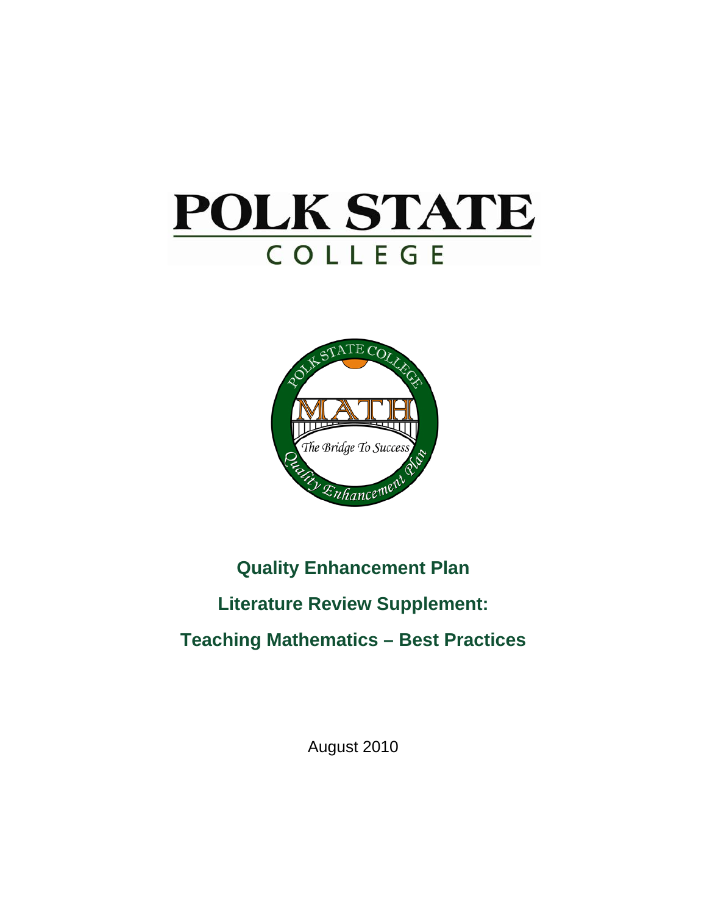# POLK STATE COLLEGE

**Quality Enhancement Plan**

**Literature Review Supplement:**

**Teaching Mathematics – Best Practices**

August 2010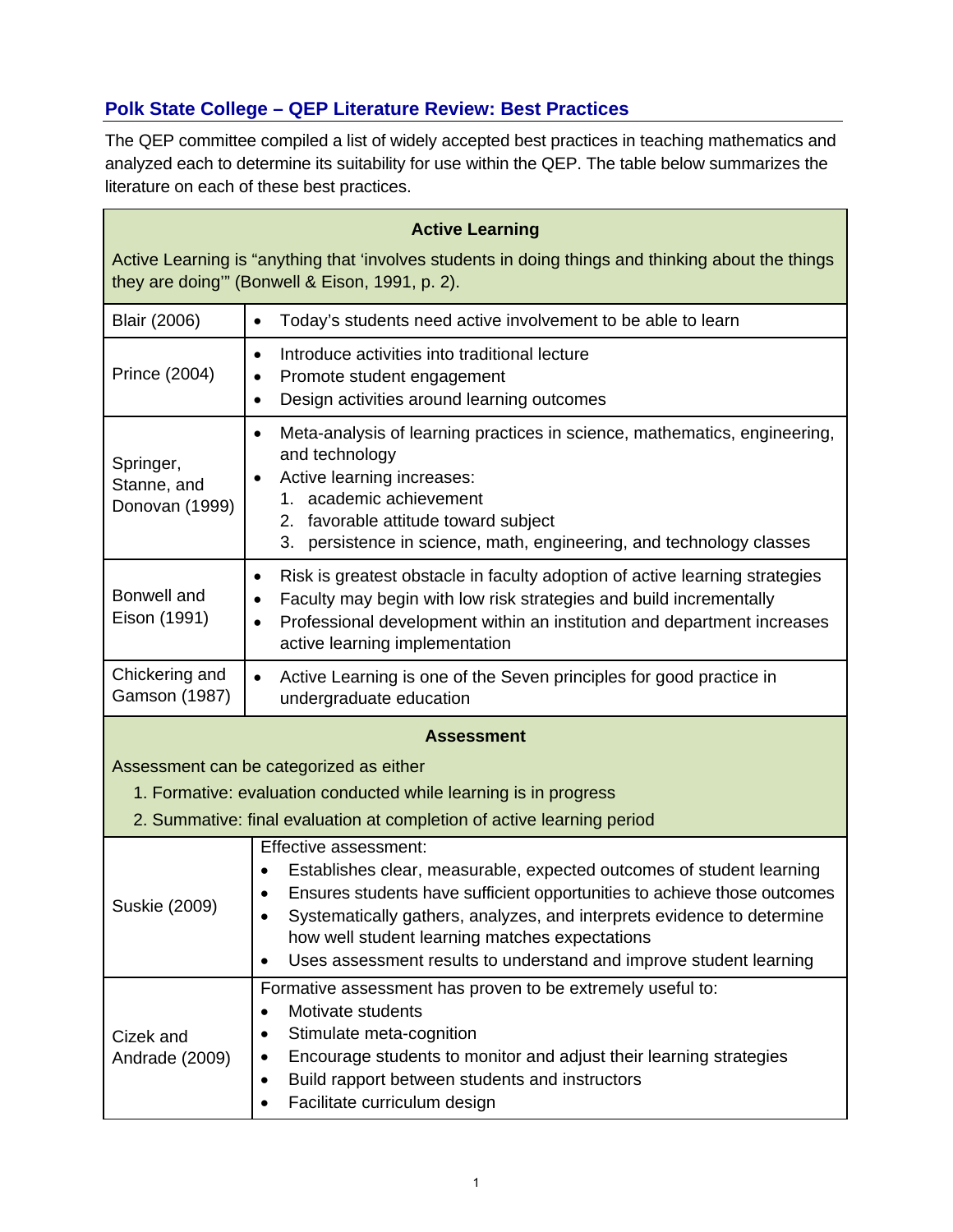## Polk State College – QEP Literature Review: Best Practices

The QEP committee compiled a list of widely accepted best practices in teaching mathematics and analyzed each to determine its suitability for use within the QEP. The table below summarizes the literature on each of these best practices.

| **Active Learning** | |
|---|---|
| Active Learning is "anything that 'involves students in doing things and thinking about the things they are doing'" (Bonwell & Eison, 1991, p. 2). | |
| Blair (2006) | • Today's students need active involvement to be able to learn |
| Prince (2004) | • Introduce activities into traditional lecture<br>• Promote student engagement<br>• Design activities around learning outcomes |
| Springer, Stanne, and Donovan (1999) | • Meta-analysis of learning practices in science, mathematics, engineering, and technology<br>• Active learning increases:<br>1. academic achievement<br>2. favorable attitude toward subject<br>3. persistence in science, math, engineering, and technology classes |
| Bonwell and Eison (1991) | • Risk is greatest obstacle in faculty adoption of active learning strategies<br>• Faculty may begin with low risk strategies and build incrementally<br>• Professional development within an institution and department increases active learning implementation |
| Chickering and Gamson (1987) | • Active Learning is one of the Seven principles for good practice in undergraduate education |
| **Assessment** | |
| Assessment can be categorized as either<br>1. Formative: evaluation conducted while learning is in progress<br>2. Summative: final evaluation at completion of active learning period | |
| Suskie (2009) | Effective assessment:<br>• Establishes clear, measurable, expected outcomes of student learning<br>• Ensures students have sufficient opportunities to achieve those outcomes<br>• Systematically gathers, analyzes, and interprets evidence to determine how well student learning matches expectations<br>• Uses assessment results to understand and improve student learning |
| Cizek and Andrade (2009) | Formative assessment has proven to be extremely useful to:<br>• Motivate students<br>• Stimulate meta-cognition<br>• Encourage students to monitor and adjust their learning strategies<br>• Build rapport between students and instructors<br>• Facilitate curriculum design |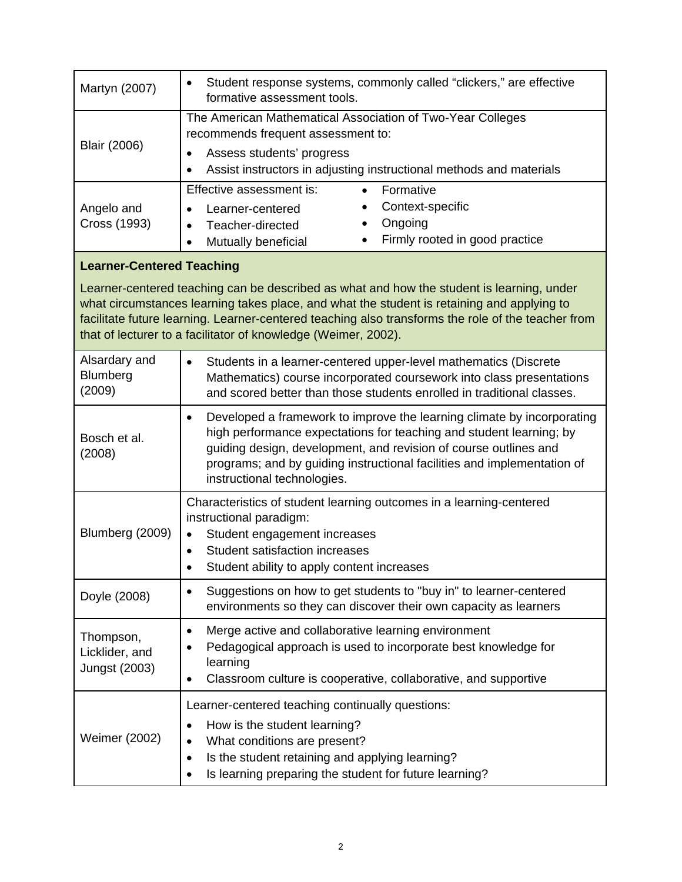| | |
|---|---|
| Martyn (2007) | • Student response systems, commonly called "clickers," are effective formative assessment tools. |
| Blair (2006) | The American Mathematical Association of Two-Year Colleges recommends frequent assessment to:<br>• Assess students' progress<br>• Assist instructors in adjusting instructional methods and materials |
| Angelo and Cross (1993) | Effective assessment is:<br>• Learner-centered<br>• Teacher-directed<br>• Mutually beneficial<br>• Formative<br>• Context-specific<br>• Ongoing<br>• Firmly rooted in good practice |

**Learner-Centered Teaching**

Learner-centered teaching can be described as what and how the student is learning, under what circumstances learning takes place, and what the student is retaining and applying to facilitate future learning. Learner-centered teaching also transforms the role of the teacher from that of lecturer to a facilitator of knowledge (Weimer, 2002).

| | |
|---|---|
| Alsardary and Blumberg (2009) | • Students in a learner-centered upper-level mathematics (Discrete Mathematics) course incorporated coursework into class presentations and scored better than those students enrolled in traditional classes. |
| Bosch et al. (2008) | • Developed a framework to improve the learning climate by incorporating high performance expectations for teaching and student learning; by guiding design, development, and revision of course outlines and programs; and by guiding instructional facilities and implementation of instructional technologies. |
| Blumberg (2009) | Characteristics of student learning outcomes in a learning-centered instructional paradigm:<br>• Student engagement increases<br>• Student satisfaction increases<br>• Student ability to apply content increases |
| Doyle (2008) | • Suggestions on how to get students to "buy in" to learner-centered environments so they can discover their own capacity as learners |
| Thompson, Licklider, and Jungst (2003) | • Merge active and collaborative learning environment<br>• Pedagogical approach is used to incorporate best knowledge for learning<br>• Classroom culture is cooperative, collaborative, and supportive |
| Weimer (2002) | Learner-centered teaching continually questions:<br>• How is the student learning?<br>• What conditions are present?<br>• Is the student retaining and applying learning?<br>• Is learning preparing the student for future learning? |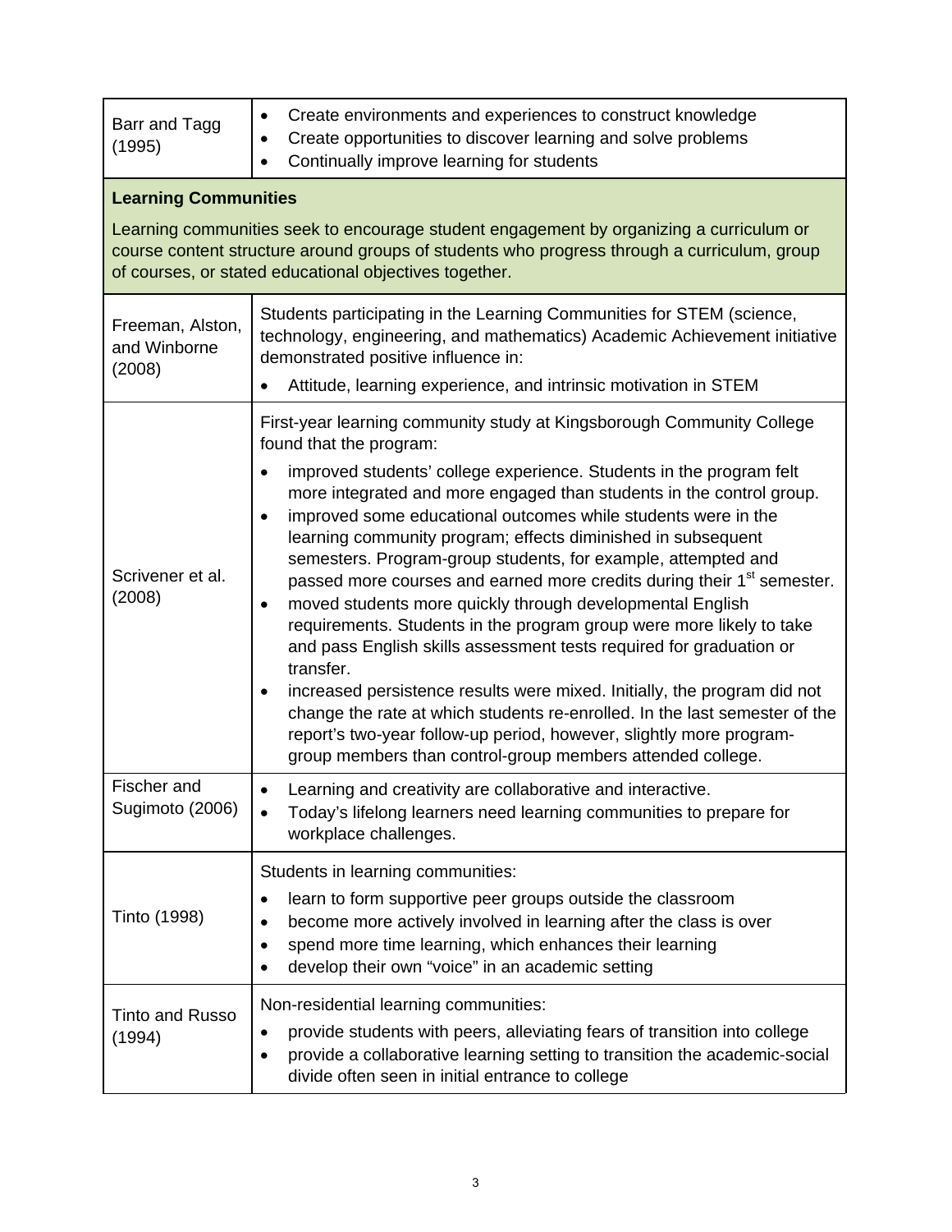| | |
|---|---|
| Barr and Tagg (1995) | • Create environments and experiences to construct knowledge<br>• Create opportunities to discover learning and solve problems<br>• Continually improve learning for students |
| **Learning Communities**<br><br>Learning communities seek to encourage student engagement by organizing a curriculum or course content structure around groups of students who progress through a curriculum, group of courses, or stated educational objectives together. | |
| Freeman, Alston, and Winborne (2008) | Students participating in the Learning Communities for STEM (science, technology, engineering, and mathematics) Academic Achievement initiative demonstrated positive influence in:<br>• Attitude, learning experience, and intrinsic motivation in STEM |
| Scrivener et al. (2008) | First-year learning community study at Kingsborough Community College found that the program:<br>• improved students' college experience. Students in the program felt more integrated and more engaged than students in the control group.<br>• improved some educational outcomes while students were in the learning community program; effects diminished in subsequent semesters. Program-group students, for example, attempted and passed more courses and earned more credits during their 1st semester.<br>• moved students more quickly through developmental English requirements. Students in the program group were more likely to take and pass English skills assessment tests required for graduation or transfer.<br>• increased persistence results were mixed. Initially, the program did not change the rate at which students re-enrolled. In the last semester of the report's two-year follow-up period, however, slightly more program-group members than control-group members attended college. |
| Fischer and Sugimoto (2006) | • Learning and creativity are collaborative and interactive.<br>• Today's lifelong learners need learning communities to prepare for workplace challenges. |
| Tinto (1998) | Students in learning communities:<br>• learn to form supportive peer groups outside the classroom<br>• become more actively involved in learning after the class is over<br>• spend more time learning, which enhances their learning<br>• develop their own "voice" in an academic setting |
| Tinto and Russo (1994) | Non-residential learning communities:<br>• provide students with peers, alleviating fears of transition into college<br>• provide a collaborative learning setting to transition the academic-social divide often seen in initial entrance to college |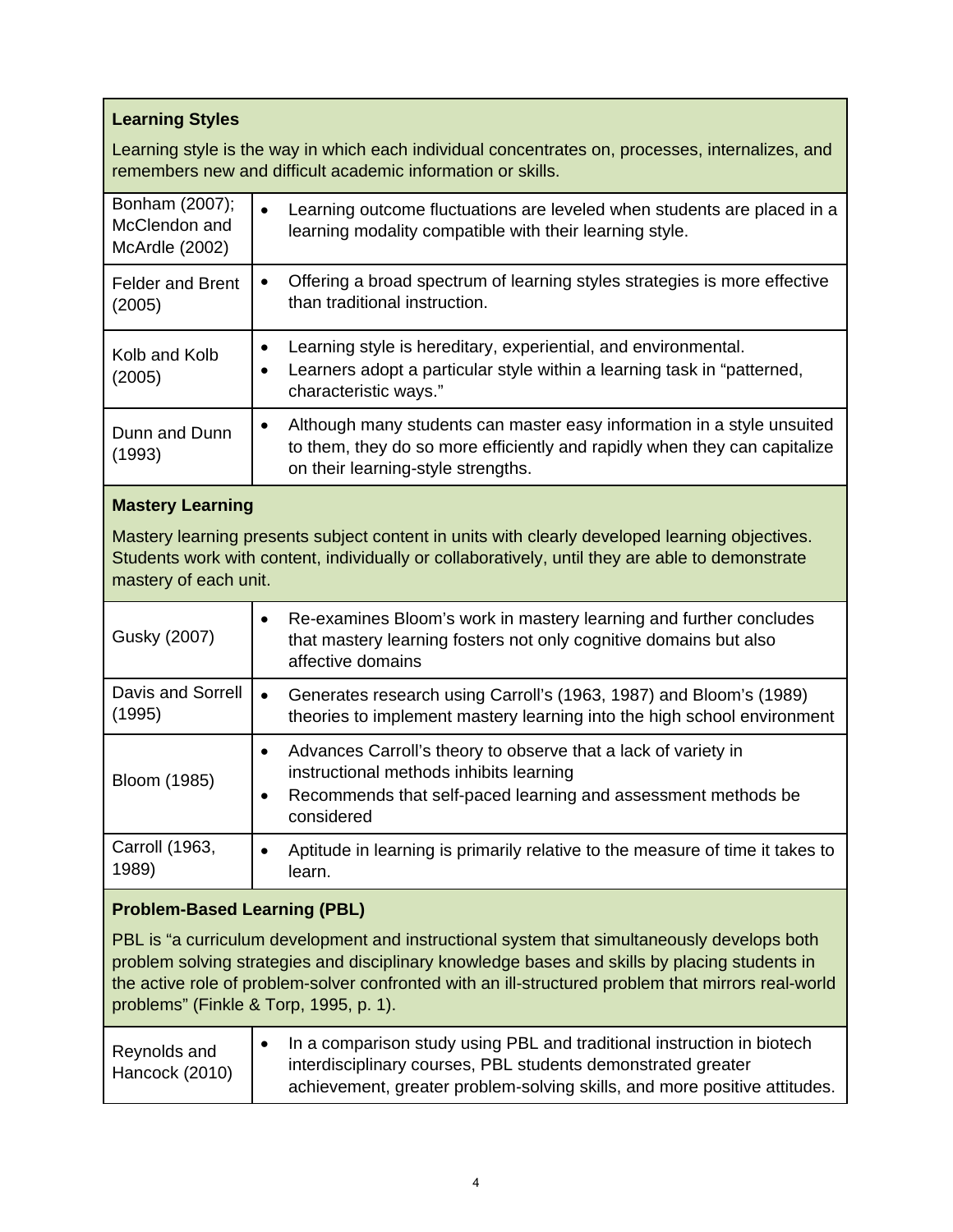| **Learning Styles**<br><br>Learning style is the way in which each individual concentrates on, processes, internalizes, and remembers new and difficult academic information or skills. | |
|---|---|
| Bonham (2007); McClendon and McArdle (2002) | • Learning outcome fluctuations are leveled when students are placed in a learning modality compatible with their learning style. |
| Felder and Brent (2005) | • Offering a broad spectrum of learning styles strategies is more effective than traditional instruction. |
| Kolb and Kolb (2005) | • Learning style is hereditary, experiential, and environmental.<br>• Learners adopt a particular style within a learning task in "patterned, characteristic ways." |
| Dunn and Dunn (1993) | • Although many students can master easy information in a style unsuited to them, they do so more efficiently and rapidly when they can capitalize on their learning-style strengths. |
| **Mastery Learning**<br><br>Mastery learning presents subject content in units with clearly developed learning objectives. Students work with content, individually or collaboratively, until they are able to demonstrate mastery of each unit. | |
| Gusky (2007) | • Re-examines Bloom's work in mastery learning and further concludes that mastery learning fosters not only cognitive domains but also affective domains |
| Davis and Sorrell (1995) | • Generates research using Carroll's (1963, 1987) and Bloom's (1989) theories to implement mastery learning into the high school environment |
| Bloom (1985) | • Advances Carroll's theory to observe that a lack of variety in instructional methods inhibits learning<br>• Recommends that self-paced learning and assessment methods be considered |
| Carroll (1963, 1989) | • Aptitude in learning is primarily relative to the measure of time it takes to learn. |
| **Problem-Based Learning (PBL)**<br><br>PBL is "a curriculum development and instructional system that simultaneously develops both problem solving strategies and disciplinary knowledge bases and skills by placing students in the active role of problem-solver confronted with an ill-structured problem that mirrors real-world problems" (Finkle & Torp, 1995, p. 1). | |
| Reynolds and Hancock (2010) | • In a comparison study using PBL and traditional instruction in biotech interdisciplinary courses, PBL students demonstrated greater achievement, greater problem-solving skills, and more positive attitudes. |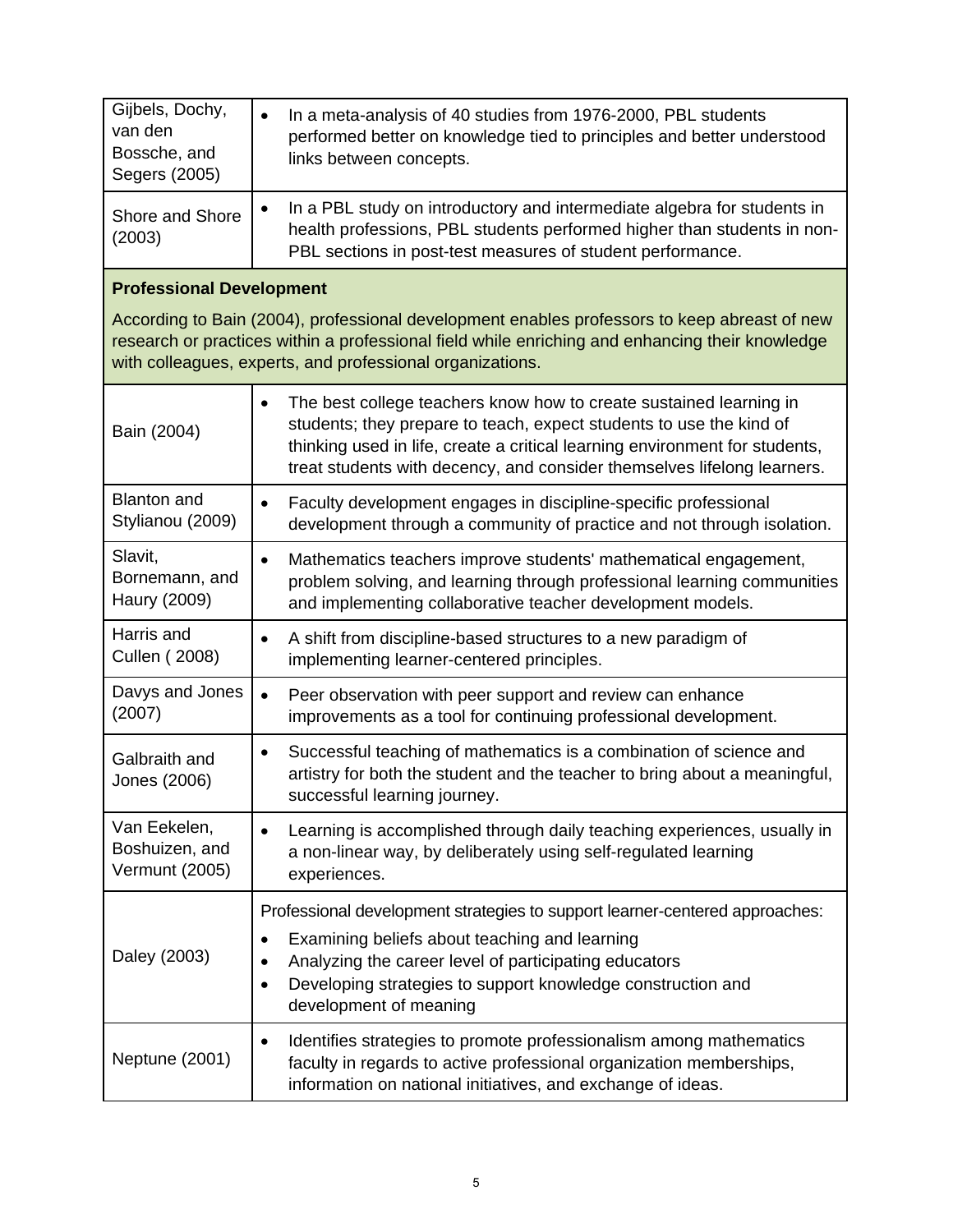| | |
|---|---|
| Gijbels, Dochy, van den Bossche, and Segers (2005) | • In a meta-analysis of 40 studies from 1976-2000, PBL students performed better on knowledge tied to principles and better understood links between concepts. |
| Shore and Shore (2003) | • In a PBL study on introductory and intermediate algebra for students in health professions, PBL students performed higher than students in non-PBL sections in post-test measures of student performance. |
| **Professional Development** According to Bain (2004), professional development enables professors to keep abreast of new research or practices within a professional field while enriching and enhancing their knowledge with colleagues, experts, and professional organizations. | |
| Bain (2004) | • The best college teachers know how to create sustained learning in students; they prepare to teach, expect students to use the kind of thinking used in life, create a critical learning environment for students, treat students with decency, and consider themselves lifelong learners. |
| Blanton and Stylianou (2009) | • Faculty development engages in discipline-specific professional development through a community of practice and not through isolation. |
| Slavit, Bornemann, and Haury (2009) | • Mathematics teachers improve students' mathematical engagement, problem solving, and learning through professional learning communities and implementing collaborative teacher development models. |
| Harris and Cullen ( 2008) | • A shift from discipline-based structures to a new paradigm of implementing learner-centered principles. |
| Davys and Jones (2007) | • Peer observation with peer support and review can enhance improvements as a tool for continuing professional development. |
| Galbraith and Jones (2006) | • Successful teaching of mathematics is a combination of science and artistry for both the student and the teacher to bring about a meaningful, successful learning journey. |
| Van Eekelen, Boshuizen, and Vermunt (2005) | • Learning is accomplished through daily teaching experiences, usually in a non-linear way, by deliberately using self-regulated learning experiences. |
| Daley (2003) | Professional development strategies to support learner-centered approaches: • Examining beliefs about teaching and learning • Analyzing the career level of participating educators • Developing strategies to support knowledge construction and development of meaning |
| Neptune (2001) | • Identifies strategies to promote professionalism among mathematics faculty in regards to active professional organization memberships, information on national initiatives, and exchange of ideas. |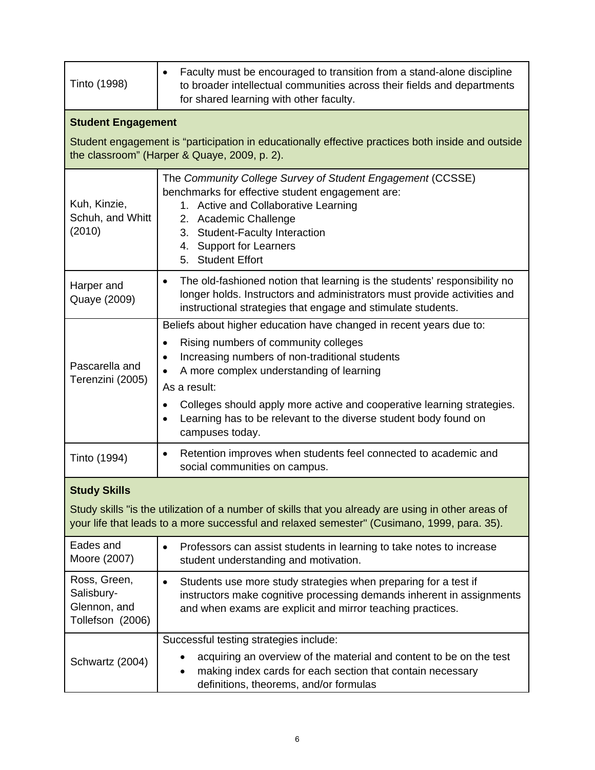| | |
|---|---|
| Tinto (1998) | • Faculty must be encouraged to transition from a stand-alone discipline to broader intellectual communities across their fields and departments for shared learning with other faculty. |
| **Student Engagement**<br><br>Student engagement is "participation in educationally effective practices both inside and outside the classroom" (Harper & Quaye, 2009, p. 2). | |
| Kuh, Kinzie, Schuh, and Whitt (2010) | The *Community College Survey of Student Engagement* (CCSSE) benchmarks for effective student engagement are:<br>1. Active and Collaborative Learning<br>2. Academic Challenge<br>3. Student-Faculty Interaction<br>4. Support for Learners<br>5. Student Effort |
| Harper and Quaye (2009) | • The old-fashioned notion that learning is the students' responsibility no longer holds. Instructors and administrators must provide activities and instructional strategies that engage and stimulate students. |
| Pascarella and Terenzini (2005) | Beliefs about higher education have changed in recent years due to:<br>• Rising numbers of community colleges<br>• Increasing numbers of non-traditional students<br>• A more complex understanding of learning<br>As a result:<br>• Colleges should apply more active and cooperative learning strategies.<br>• Learning has to be relevant to the diverse student body found on campuses today. |
| Tinto (1994) | • Retention improves when students feel connected to academic and social communities on campus. |
| **Study Skills**<br><br>Study skills "is the utilization of a number of skills that you already are using in other areas of your life that leads to a more successful and relaxed semester" (Cusimano, 1999, para. 35). | |
| Eades and Moore (2007) | • Professors can assist students in learning to take notes to increase student understanding and motivation. |
| Ross, Green, Salisbury-Glennon, and Tollefson (2006) | • Students use more study strategies when preparing for a test if instructors make cognitive processing demands inherent in assignments and when exams are explicit and mirror teaching practices. |
| Schwartz (2004) | Successful testing strategies include:<br>• acquiring an overview of the material and content to be on the test<br>• making index cards for each section that contain necessary definitions, theorems, and/or formulas |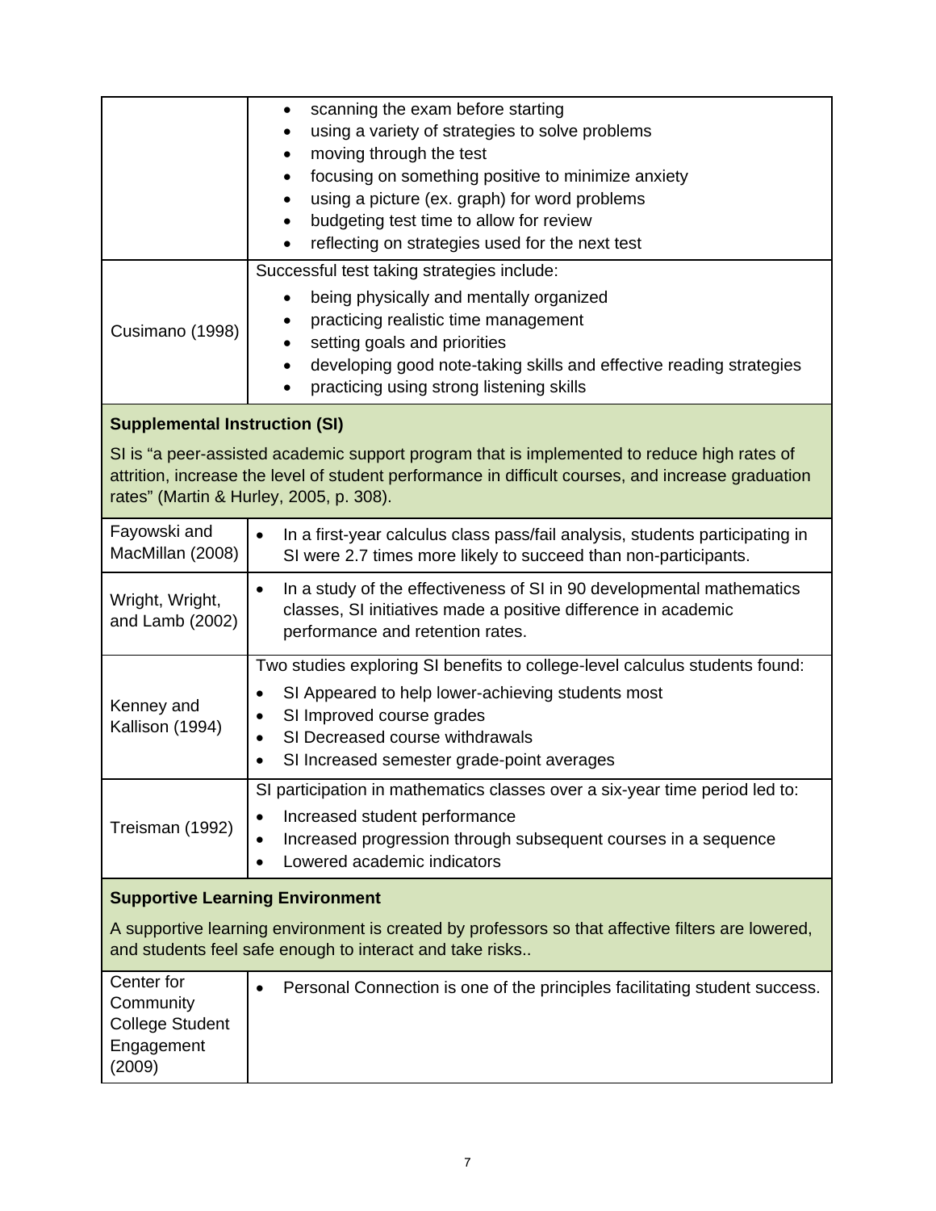| | |
|---|---|
| | • scanning the exam before starting<br>• using a variety of strategies to solve problems<br>• moving through the test<br>• focusing on something positive to minimize anxiety<br>• using a picture (ex. graph) for word problems<br>• budgeting test time to allow for review<br>• reflecting on strategies used for the next test |
| Cusimano (1998) | Successful test taking strategies include:<br>• being physically and mentally organized<br>• practicing realistic time management<br>• setting goals and priorities<br>• developing good note-taking skills and effective reading strategies<br>• practicing using strong listening skills |
| **Supplemental Instruction (SI)**<br><br>SI is "a peer-assisted academic support program that is implemented to reduce high rates of attrition, increase the level of student performance in difficult courses, and increase graduation rates" (Martin & Hurley, 2005, p. 308). | |
| Fayowski and MacMillan (2008) | • In a first-year calculus class pass/fail analysis, students participating in SI were 2.7 times more likely to succeed than non-participants. |
| Wright, Wright, and Lamb (2002) | • In a study of the effectiveness of SI in 90 developmental mathematics classes, SI initiatives made a positive difference in academic performance and retention rates. |
| Kenney and Kallison (1994) | Two studies exploring SI benefits to college-level calculus students found:<br>• SI Appeared to help lower-achieving students most<br>• SI Improved course grades<br>• SI Decreased course withdrawals<br>• SI Increased semester grade-point averages |
| Treisman (1992) | SI participation in mathematics classes over a six-year time period led to:<br>• Increased student performance<br>• Increased progression through subsequent courses in a sequence<br>• Lowered academic indicators |
| **Supportive Learning Environment**<br><br>A supportive learning environment is created by professors so that affective filters are lowered, and students feel safe enough to interact and take risks.. | |
| Center for Community College Student Engagement (2009) | • Personal Connection is one of the principles facilitating student success. |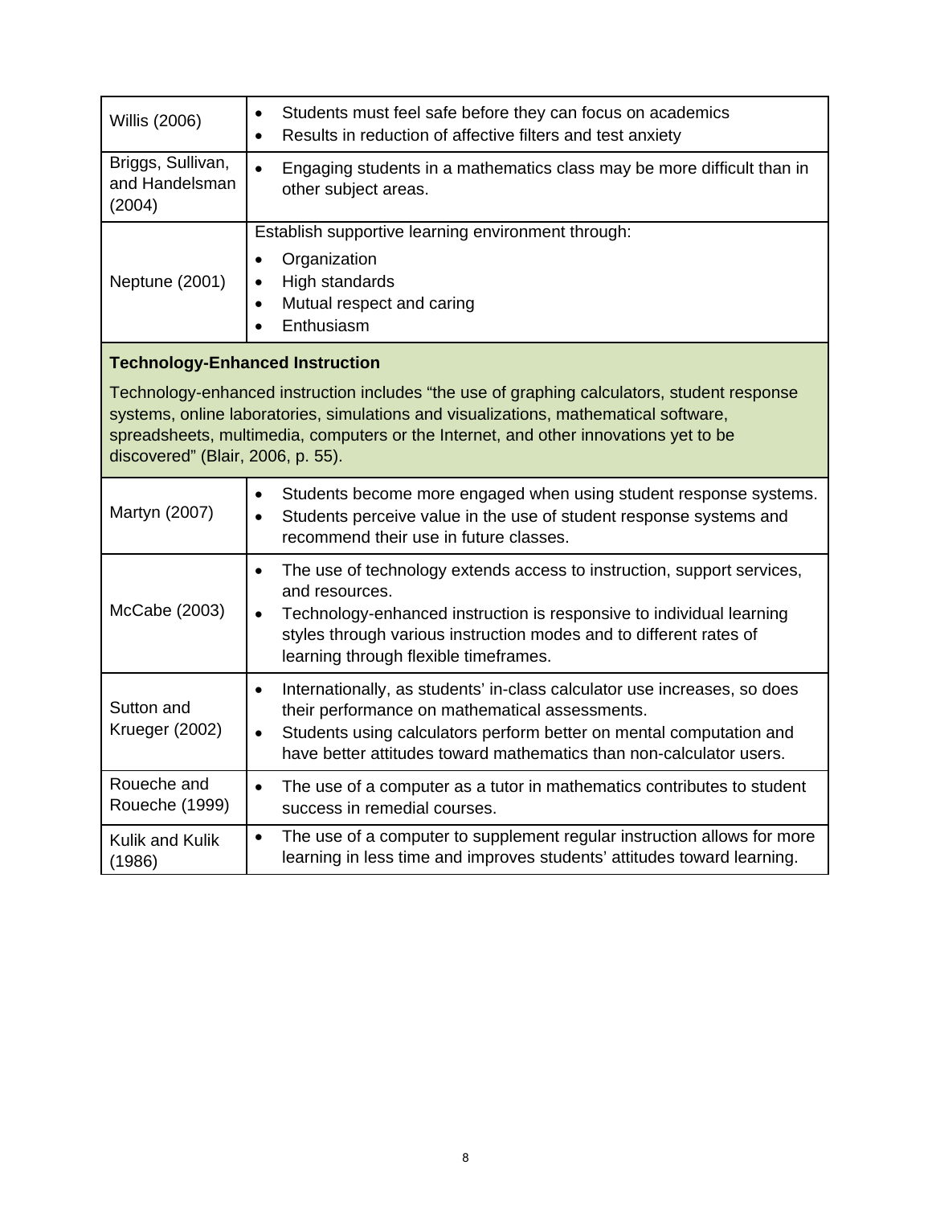| | |
|---|---|
| Willis (2006) | • Students must feel safe before they can focus on academics<br>• Results in reduction of affective filters and test anxiety |
| Briggs, Sullivan, and Handelsman (2004) | • Engaging students in a mathematics class may be more difficult than in other subject areas. |
| Neptune (2001) | Establish supportive learning environment through:<br>• Organization<br>• High standards<br>• Mutual respect and caring<br>• Enthusiasm |
| **Technology-Enhanced Instruction**<br>Technology-enhanced instruction includes "the use of graphing calculators, student response systems, online laboratories, simulations and visualizations, mathematical software, spreadsheets, multimedia, computers or the Internet, and other innovations yet to be discovered" (Blair, 2006, p. 55). | |
| Martyn (2007) | • Students become more engaged when using student response systems.<br>• Students perceive value in the use of student response systems and recommend their use in future classes. |
| McCabe (2003) | • The use of technology extends access to instruction, support services, and resources.<br>• Technology-enhanced instruction is responsive to individual learning styles through various instruction modes and to different rates of learning through flexible timeframes. |
| Sutton and Krueger (2002) | • Internationally, as students' in-class calculator use increases, so does their performance on mathematical assessments.<br>• Students using calculators perform better on mental computation and have better attitudes toward mathematics than non-calculator users. |
| Roueche and Roueche (1999) | • The use of a computer as a tutor in mathematics contributes to student success in remedial courses. |
| Kulik and Kulik (1986) | • The use of a computer to supplement regular instruction allows for more learning in less time and improves students' attitudes toward learning. |